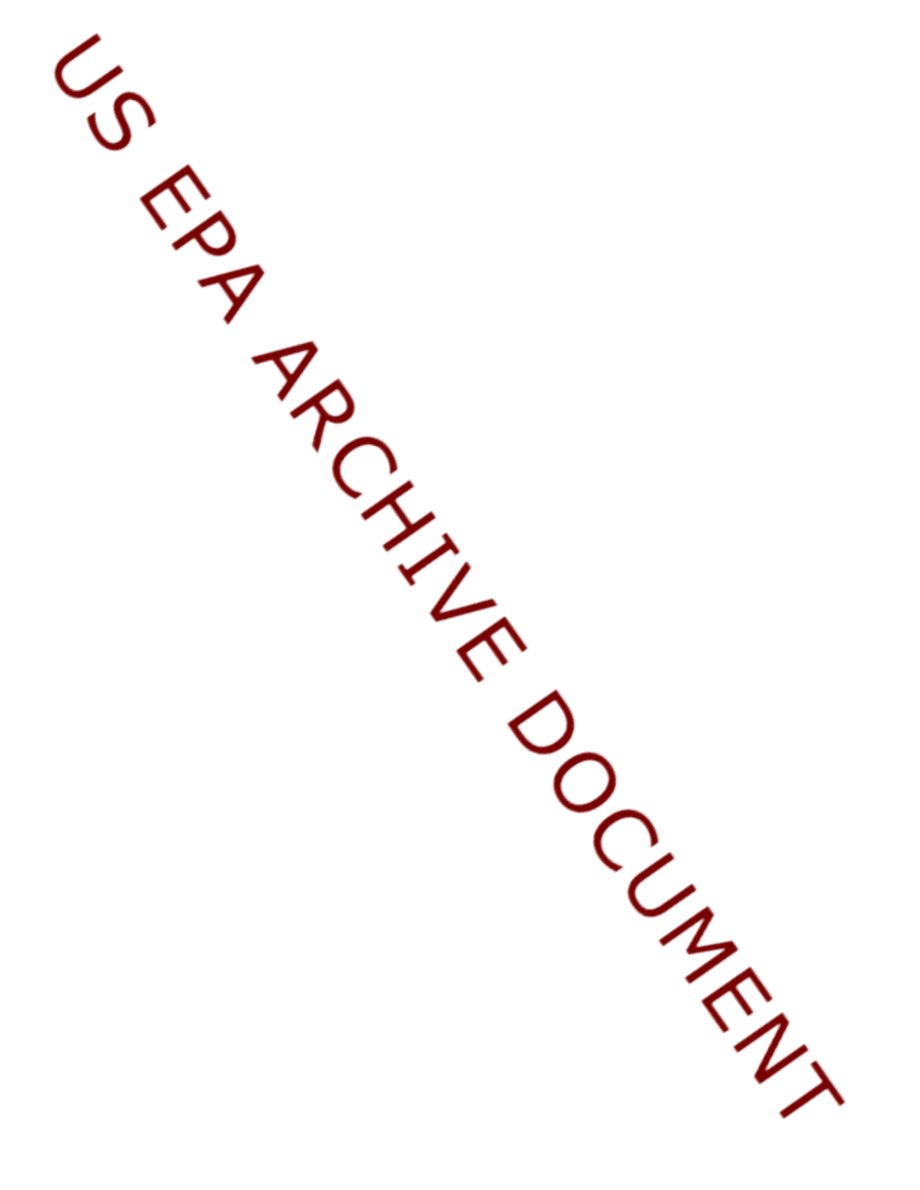US EPA ARCHIVE DOCUMENT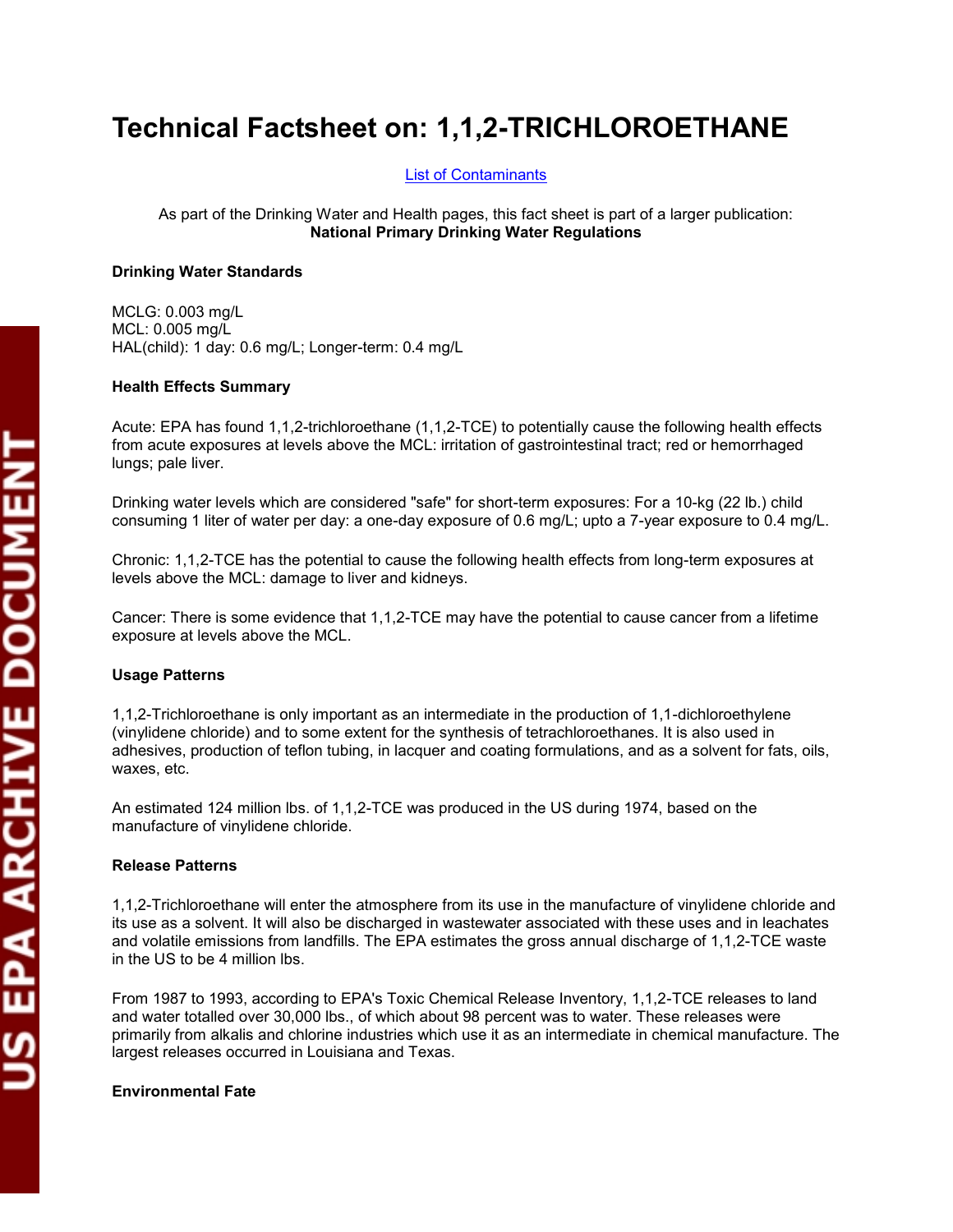# Technical Factsheet on: 1,1,2-TRICHLOROETHANE

[List of Contaminants]

As part of the Drinking Water and Health pages, this fact sheet is part of a larger publication:
**National Primary Drinking Water Regulations**

**Drinking Water Standards**

MCLG: 0.003 mg/L
MCL: 0.005 mg/L
HAL(child): 1 day: 0.6 mg/L; Longer-term: 0.4 mg/L

**Health Effects Summary**

Acute: EPA has found 1,1,2-trichloroethane (1,1,2-TCE) to potentially cause the following health effects from acute exposures at levels above the MCL: irritation of gastrointestinal tract; red or hemorrhaged lungs; pale liver.

Drinking water levels which are considered "safe" for short-term exposures: For a 10-kg (22 lb.) child consuming 1 liter of water per day: a one-day exposure of 0.6 mg/L; upto a 7-year exposure to 0.4 mg/L.

Chronic: 1,1,2-TCE has the potential to cause the following health effects from long-term exposures at levels above the MCL: damage to liver and kidneys.

Cancer: There is some evidence that 1,1,2-TCE may have the potential to cause cancer from a lifetime exposure at levels above the MCL.

**Usage Patterns**

1,1,2-Trichloroethane is only important as an intermediate in the production of 1,1-dichloroethylene (vinylidene chloride) and to some extent for the synthesis of tetrachloroethanes. It is also used in adhesives, production of teflon tubing, in lacquer and coating formulations, and as a solvent for fats, oils, waxes, etc.

An estimated 124 million lbs. of 1,1,2-TCE was produced in the US during 1974, based on the manufacture of vinylidene chloride.

**Release Patterns**

1,1,2-Trichloroethane will enter the atmosphere from its use in the manufacture of vinylidene chloride and its use as a solvent. It will also be discharged in wastewater associated with these uses and in leachates and volatile emissions from landfills. The EPA estimates the gross annual discharge of 1,1,2-TCE waste in the US to be 4 million lbs.

From 1987 to 1993, according to EPA's Toxic Chemical Release Inventory, 1,1,2-TCE releases to land and water totalled over 30,000 lbs., of which about 98 percent was to water. These releases were primarily from alkalis and chlorine industries which use it as an intermediate in chemical manufacture. The largest releases occurred in Louisiana and Texas.

**Environmental Fate**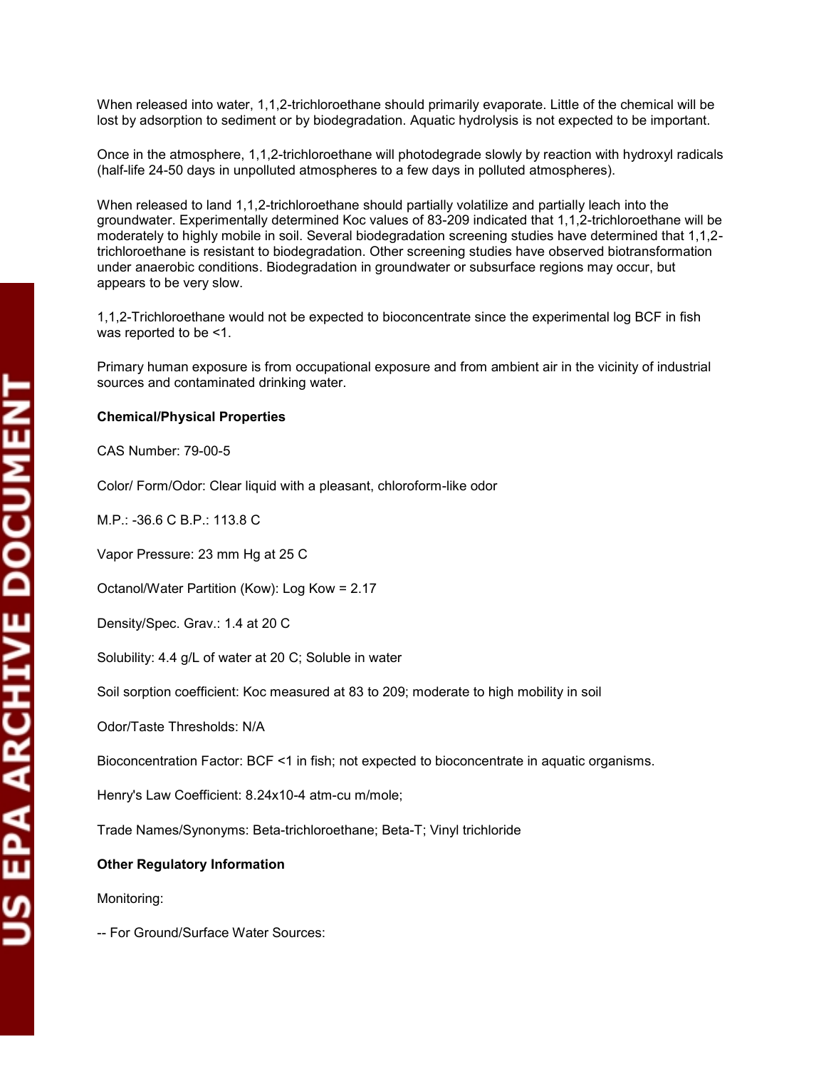When released into water, 1,1,2-trichloroethane should primarily evaporate. Little of the chemical will be lost by adsorption to sediment or by biodegradation. Aquatic hydrolysis is not expected to be important.

Once in the atmosphere, 1,1,2-trichloroethane will photodegrade slowly by reaction with hydroxyl radicals (half-life 24-50 days in unpolluted atmospheres to a few days in polluted atmospheres).

When released to land 1,1,2-trichloroethane should partially volatilize and partially leach into the groundwater. Experimentally determined Koc values of 83-209 indicated that 1,1,2-trichloroethane will be moderately to highly mobile in soil. Several biodegradation screening studies have determined that 1,1,2-trichloroethane is resistant to biodegradation. Other screening studies have observed biotransformation under anaerobic conditions. Biodegradation in groundwater or subsurface regions may occur, but appears to be very slow.

1,1,2-Trichloroethane would not be expected to bioconcentrate since the experimental log BCF in fish was reported to be <1.

Primary human exposure is from occupational exposure and from ambient air in the vicinity of industrial sources and contaminated drinking water.

**Chemical/Physical Properties**

CAS Number: 79-00-5

Color/ Form/Odor: Clear liquid with a pleasant, chloroform-like odor

M.P.: -36.6 C B.P.: 113.8 C

Vapor Pressure: 23 mm Hg at 25 C

Octanol/Water Partition (Kow): Log Kow = 2.17

Density/Spec. Grav.: 1.4 at 20 C

Solubility: 4.4 g/L of water at 20 C; Soluble in water

Soil sorption coefficient: Koc measured at 83 to 209; moderate to high mobility in soil

Odor/Taste Thresholds: N/A

Bioconcentration Factor: BCF <1 in fish; not expected to bioconcentrate in aquatic organisms.

Henry's Law Coefficient: $8.24 \times 10^{-4}$ atm-cu m/mole;

Trade Names/Synonyms: Beta-trichloroethane; Beta-T; Vinyl trichloride

**Other Regulatory Information**

Monitoring:

-- For Ground/Surface Water Sources: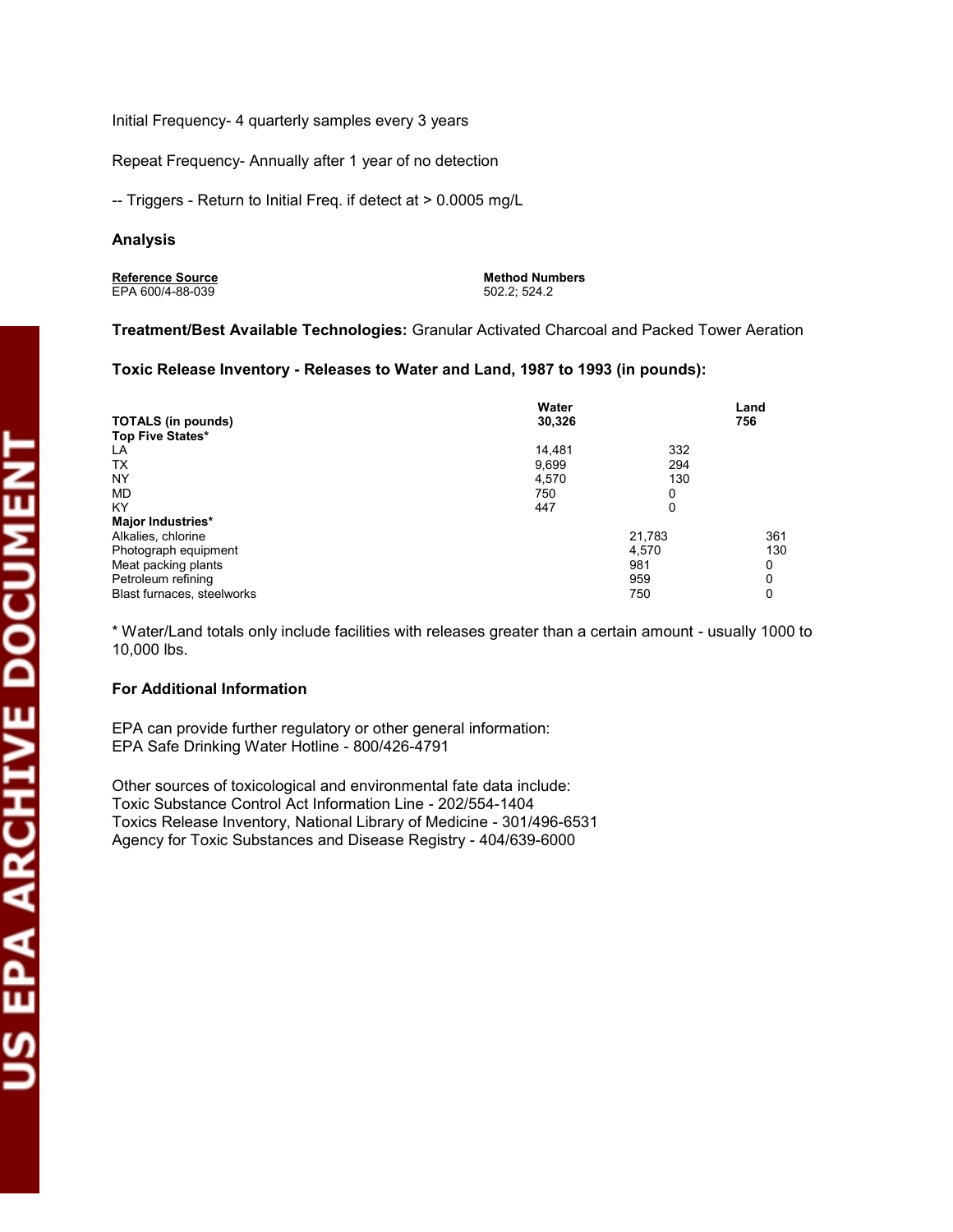Initial Frequency- 4 quarterly samples every 3 years

Repeat Frequency- Annually after 1 year of no detection

-- Triggers - Return to Initial Freq. if detect at > 0.0005 mg/L

**Analysis**

| Reference Source | Method Numbers |
|---|---|
| EPA 600/4-88-039 | 502.2; 524.2 |

**Treatment/Best Available Technologies:** Granular Activated Charcoal and Packed Tower Aeration

**Toxic Release Inventory - Releases to Water and Land, 1987 to 1993 (in pounds):**

| | Water | Land |
|---|---|---|
| **TOTALS (in pounds)** | **30,326** | **756** |
| **Top Five States*** | | |
| LA | 14,481 | 332 |
| TX | 9,699 | 294 |
| NY | 4,570 | 130 |
| MD | 750 | 0 |
| KY | 447 | 0 |
| **Major Industries*** | | |
| Alkalies, chlorine | 21,783 | 361 |
| Photograph equipment | 4,570 | 130 |
| Meat packing plants | 981 | 0 |
| Petroleum refining | 959 | 0 |
| Blast furnaces, steelworks | 750 | 0 |

* Water/Land totals only include facilities with releases greater than a certain amount - usually 1000 to 10,000 lbs.

**For Additional Information**

EPA can provide further regulatory or other general information:
EPA Safe Drinking Water Hotline - 800/426-4791

Other sources of toxicological and environmental fate data include:
Toxic Substance Control Act Information Line - 202/554-1404
Toxics Release Inventory, National Library of Medicine - 301/496-6531
Agency for Toxic Substances and Disease Registry - 404/639-6000